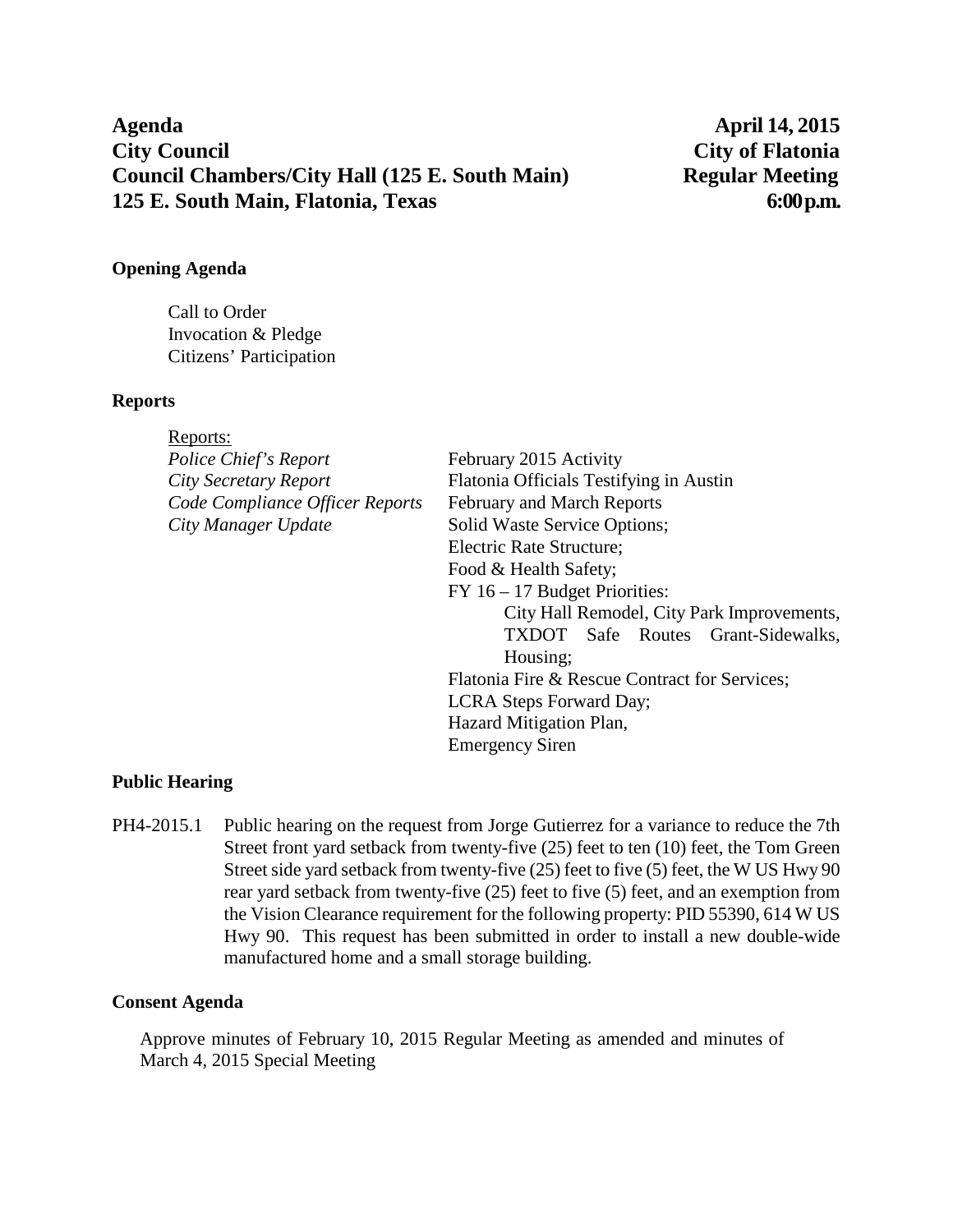**Agenda** | **April 14, 2015**
**City Council** | **City of Flatonia**
**Council Chambers/City Hall (125 E. South Main)** | **Regular Meeting**
**125 E. South Main, Flatonia, Texas** | **6:00 p.m.**

**Opening Agenda**

Call to Order
Invocation & Pledge
Citizens' Participation

**Reports**

Reports:

| | |
|---|---|
| *Police Chief's Report* | February 2015 Activity |
| *City Secretary Report* | Flatonia Officials Testifying in Austin |
| *Code Compliance Officer Reports* | February and March Reports |
| *City Manager Update* | Solid Waste Service Options;<br>Electric Rate Structure;<br>Food & Health Safety;<br>FY 16 – 17 Budget Priorities:<br>City Hall Remodel, City Park Improvements, TXDOT Safe Routes Grant-Sidewalks, Housing;<br>Flatonia Fire & Rescue Contract for Services;<br>LCRA Steps Forward Day;<br>Hazard Mitigation Plan,<br>Emergency Siren |

**Public Hearing**

PH4-2015.1 Public hearing on the request from Jorge Gutierrez for a variance to reduce the 7th Street front yard setback from twenty-five (25) feet to ten (10) feet, the Tom Green Street side yard setback from twenty-five (25) feet to five (5) feet, the W US Hwy 90 rear yard setback from twenty-five (25) feet to five (5) feet, and an exemption from the Vision Clearance requirement for the following property: PID 55390, 614 W US Hwy 90. This request has been submitted in order to install a new double-wide manufactured home and a small storage building.

**Consent Agenda**

Approve minutes of February 10, 2015 Regular Meeting as amended and minutes of March 4, 2015 Special Meeting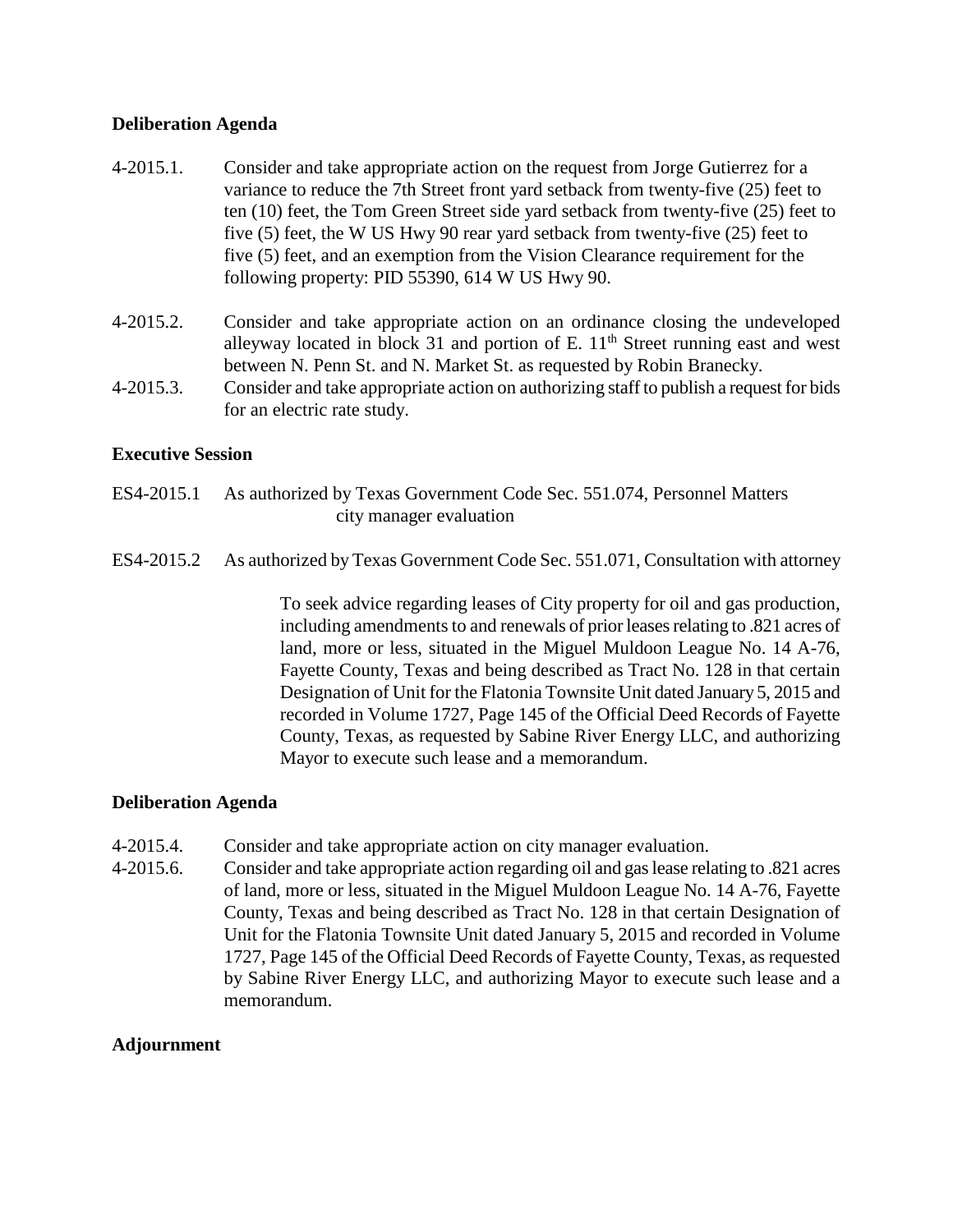## Deliberation Agenda

4-2015.1. Consider and take appropriate action on the request from Jorge Gutierrez for a variance to reduce the 7th Street front yard setback from twenty-five (25) feet to ten (10) feet, the Tom Green Street side yard setback from twenty-five (25) feet to five (5) feet, the W US Hwy 90 rear yard setback from twenty-five (25) feet to five (5) feet, and an exemption from the Vision Clearance requirement for the following property: PID 55390, 614 W US Hwy 90.

4-2015.2. Consider and take appropriate action on an ordinance closing the undeveloped alleyway located in block 31 and portion of E. 11th Street running east and west between N. Penn St. and N. Market St. as requested by Robin Branecky.

4-2015.3. Consider and take appropriate action on authorizing staff to publish a request for bids for an electric rate study.

## Executive Session

ES4-2015.1 As authorized by Texas Government Code Sec. 551.074, Personnel Matters
city manager evaluation

ES4-2015.2 As authorized by Texas Government Code Sec. 551.071, Consultation with attorney

To seek advice regarding leases of City property for oil and gas production, including amendments to and renewals of prior leases relating to .821 acres of land, more or less, situated in the Miguel Muldoon League No. 14 A-76, Fayette County, Texas and being described as Tract No. 128 in that certain Designation of Unit for the Flatonia Townsite Unit dated January 5, 2015 and recorded in Volume 1727, Page 145 of the Official Deed Records of Fayette County, Texas, as requested by Sabine River Energy LLC, and authorizing Mayor to execute such lease and a memorandum.

## Deliberation Agenda

4-2015.4. Consider and take appropriate action on city manager evaluation.

4-2015.6. Consider and take appropriate action regarding oil and gas lease relating to .821 acres of land, more or less, situated in the Miguel Muldoon League No. 14 A-76, Fayette County, Texas and being described as Tract No. 128 in that certain Designation of Unit for the Flatonia Townsite Unit dated January 5, 2015 and recorded in Volume 1727, Page 145 of the Official Deed Records of Fayette County, Texas, as requested by Sabine River Energy LLC, and authorizing Mayor to execute such lease and a memorandum.

## Adjournment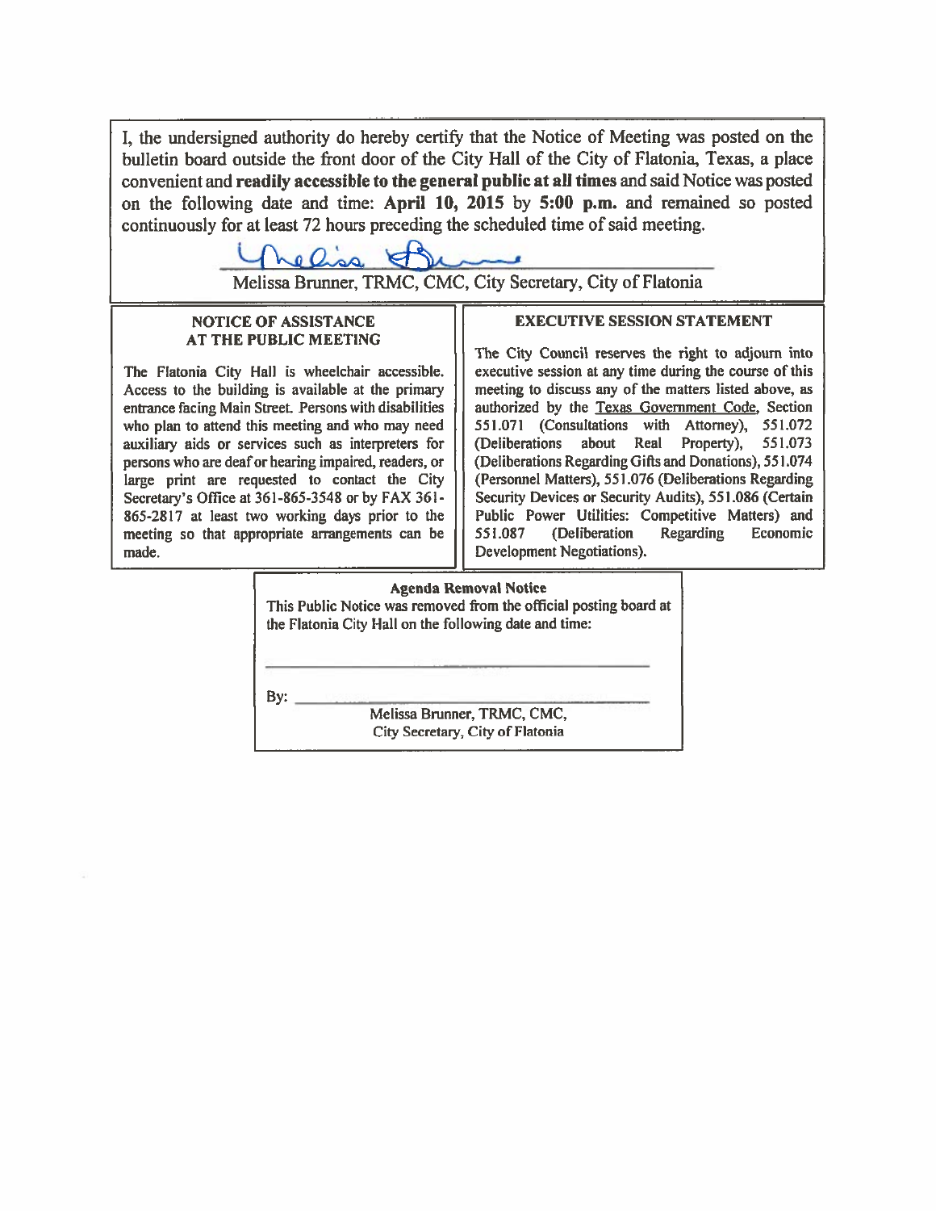I, the undersigned authority do hereby certify that the Notice of Meeting was posted on the bulletin board outside the front door of the City Hall of the City of Flatonia, Texas, a place convenient and **readily accessible to the general public at all times** and said Notice was posted on the following date and time: **April 10, 2015** by **5:00 p.m.** and remained so posted continuously for at least 72 hours preceding the scheduled time of said meeting.

Melissa Brunner, TRMC, CMC, City Secretary, City of Flatonia

**NOTICE OF ASSISTANCE AT THE PUBLIC MEETING**

The Flatonia City Hall is wheelchair accessible. Access to the building is available at the primary entrance facing Main Street. Persons with disabilities who plan to attend this meeting and who may need auxiliary aids or services such as interpreters for persons who are deaf or hearing impaired, readers, or large print are requested to contact the City Secretary's Office at 361-865-3548 or by FAX 361-865-2817 at least two working days prior to the meeting so that appropriate arrangements can be made.

**EXECUTIVE SESSION STATEMENT**

The City Council reserves the right to adjourn into executive session at any time during the course of this meeting to discuss any of the matters listed above, as authorized by the Texas Government Code, Section 551.071 (Consultations with Attorney), 551.072 (Deliberations about Real Property), 551.073 (Deliberations Regarding Gifts and Donations), 551.074 (Personnel Matters), 551.076 (Deliberations Regarding Security Devices or Security Audits), 551.086 (Certain Public Power Utilities: Competitive Matters) and 551.087 (Deliberation Regarding Economic Development Negotiations).

**Agenda Removal Notice**

This Public Notice was removed from the official posting board at the Flatonia City Hall on the following date and time:

_______________________________________

By: _______________________________________

Melissa Brunner, TRMC, CMC,
City Secretary, City of Flatonia